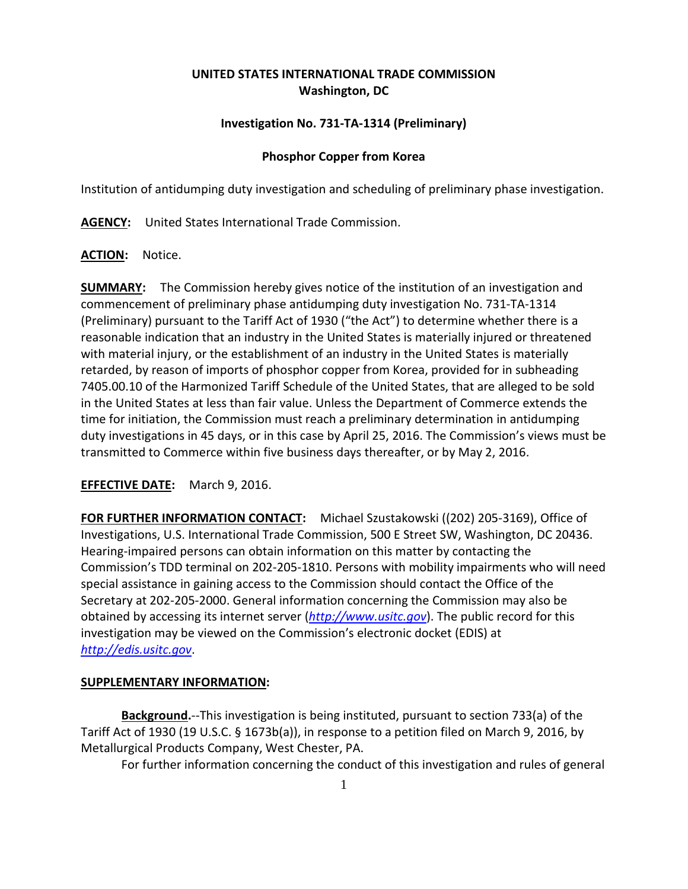# UNITED STATES INTERNATIONAL TRADE COMMISSION
**Washington, DC**

**Investigation No. 731-TA-1314 (Preliminary)**

**Phosphor Copper from Korea**

Institution of antidumping duty investigation and scheduling of preliminary phase investigation.

**AGENCY:** United States International Trade Commission.

**ACTION:** Notice.

**SUMMARY:** The Commission hereby gives notice of the institution of an investigation and commencement of preliminary phase antidumping duty investigation No. 731-TA-1314 (Preliminary) pursuant to the Tariff Act of 1930 ("the Act") to determine whether there is a reasonable indication that an industry in the United States is materially injured or threatened with material injury, or the establishment of an industry in the United States is materially retarded, by reason of imports of phosphor copper from Korea, provided for in subheading 7405.00.10 of the Harmonized Tariff Schedule of the United States, that are alleged to be sold in the United States at less than fair value. Unless the Department of Commerce extends the time for initiation, the Commission must reach a preliminary determination in antidumping duty investigations in 45 days, or in this case by April 25, 2016. The Commission's views must be transmitted to Commerce within five business days thereafter, or by May 2, 2016.

**EFFECTIVE DATE:** March 9, 2016.

**FOR FURTHER INFORMATION CONTACT:** Michael Szustakowski ((202) 205-3169), Office of Investigations, U.S. International Trade Commission, 500 E Street SW, Washington, DC 20436. Hearing-impaired persons can obtain information on this matter by contacting the Commission's TDD terminal on 202-205-1810. Persons with mobility impairments who will need special assistance in gaining access to the Commission should contact the Office of the Secretary at 202-205-2000. General information concerning the Commission may also be obtained by accessing its internet server (*http://www.usitc.gov*). The public record for this investigation may be viewed on the Commission's electronic docket (EDIS) at *http://edis.usitc.gov*.

**SUPPLEMENTARY INFORMATION:**

**Background.**--This investigation is being instituted, pursuant to section 733(a) of the Tariff Act of 1930 (19 U.S.C. § 1673b(a)), in response to a petition filed on March 9, 2016, by Metallurgical Products Company, West Chester, PA.

For further information concerning the conduct of this investigation and rules of general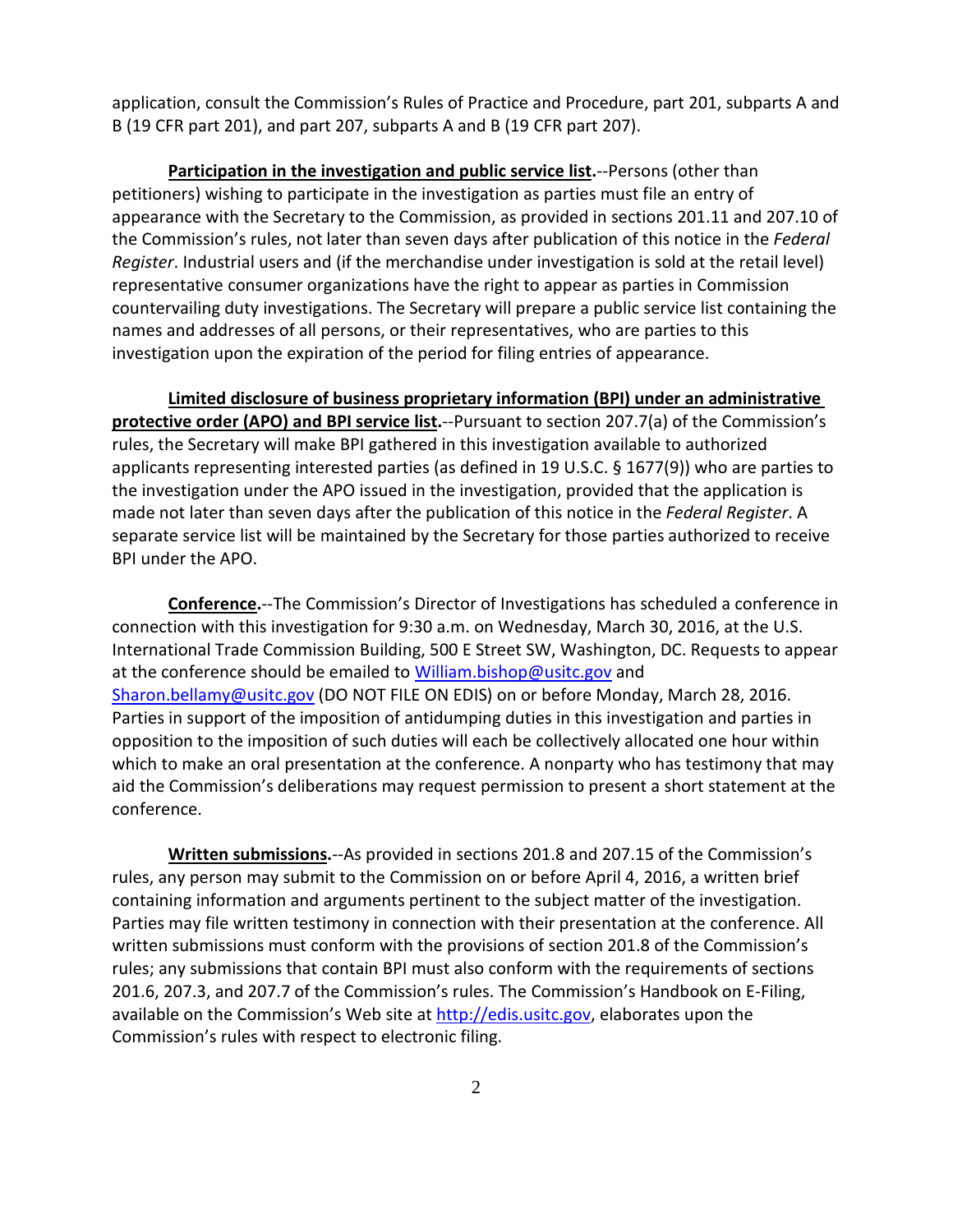application, consult the Commission's Rules of Practice and Procedure, part 201, subparts A and B (19 CFR part 201), and part 207, subparts A and B (19 CFR part 207).

**Participation in the investigation and public service list.**--Persons (other than petitioners) wishing to participate in the investigation as parties must file an entry of appearance with the Secretary to the Commission, as provided in sections 201.11 and 207.10 of the Commission's rules, not later than seven days after publication of this notice in the *Federal Register*. Industrial users and (if the merchandise under investigation is sold at the retail level) representative consumer organizations have the right to appear as parties in Commission countervailing duty investigations. The Secretary will prepare a public service list containing the names and addresses of all persons, or their representatives, who are parties to this investigation upon the expiration of the period for filing entries of appearance.

**Limited disclosure of business proprietary information (BPI) under an administrative protective order (APO) and BPI service list.**--Pursuant to section 207.7(a) of the Commission's rules, the Secretary will make BPI gathered in this investigation available to authorized applicants representing interested parties (as defined in 19 U.S.C. § 1677(9)) who are parties to the investigation under the APO issued in the investigation, provided that the application is made not later than seven days after the publication of this notice in the *Federal Register*. A separate service list will be maintained by the Secretary for those parties authorized to receive BPI under the APO.

**Conference.**--The Commission's Director of Investigations has scheduled a conference in connection with this investigation for 9:30 a.m. on Wednesday, March 30, 2016, at the U.S. International Trade Commission Building, 500 E Street SW, Washington, DC. Requests to appear at the conference should be emailed to William.bishop@usitc.gov and Sharon.bellamy@usitc.gov (DO NOT FILE ON EDIS) on or before Monday, March 28, 2016. Parties in support of the imposition of antidumping duties in this investigation and parties in opposition to the imposition of such duties will each be collectively allocated one hour within which to make an oral presentation at the conference. A nonparty who has testimony that may aid the Commission's deliberations may request permission to present a short statement at the conference.

**Written submissions.**--As provided in sections 201.8 and 207.15 of the Commission's rules, any person may submit to the Commission on or before April 4, 2016, a written brief containing information and arguments pertinent to the subject matter of the investigation. Parties may file written testimony in connection with their presentation at the conference. All written submissions must conform with the provisions of section 201.8 of the Commission's rules; any submissions that contain BPI must also conform with the requirements of sections 201.6, 207.3, and 207.7 of the Commission's rules. The Commission's Handbook on E-Filing, available on the Commission's Web site at http://edis.usitc.gov, elaborates upon the Commission's rules with respect to electronic filing.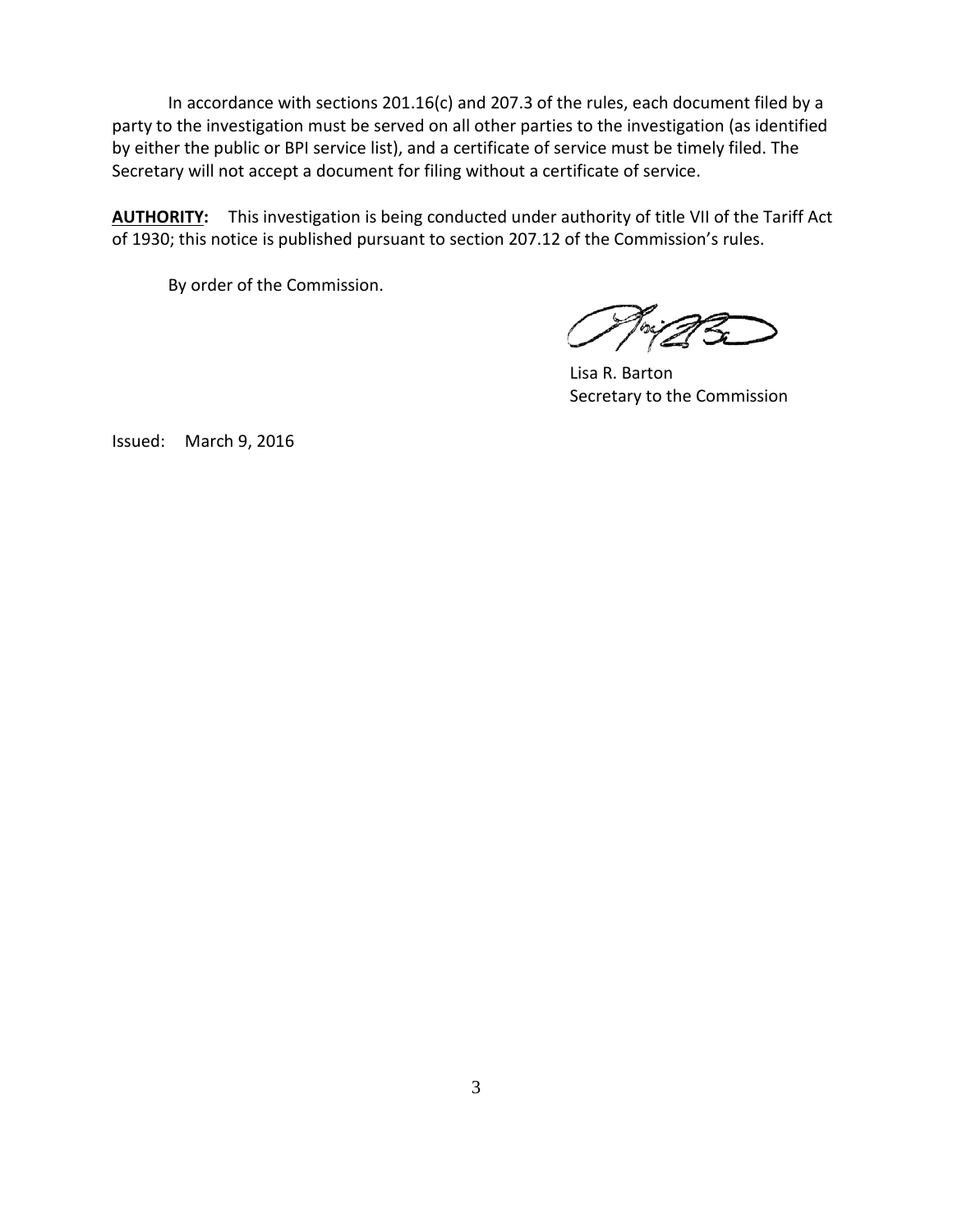In accordance with sections 201.16(c) and 207.3 of the rules, each document filed by a party to the investigation must be served on all other parties to the investigation (as identified by either the public or BPI service list), and a certificate of service must be timely filed. The Secretary will not accept a document for filing without a certificate of service.

**AUTHORITY:** This investigation is being conducted under authority of title VII of the Tariff Act of 1930; this notice is published pursuant to section 207.12 of the Commission's rules.

By order of the Commission.

Lisa R. Barton
Secretary to the Commission

Issued: March 9, 2016